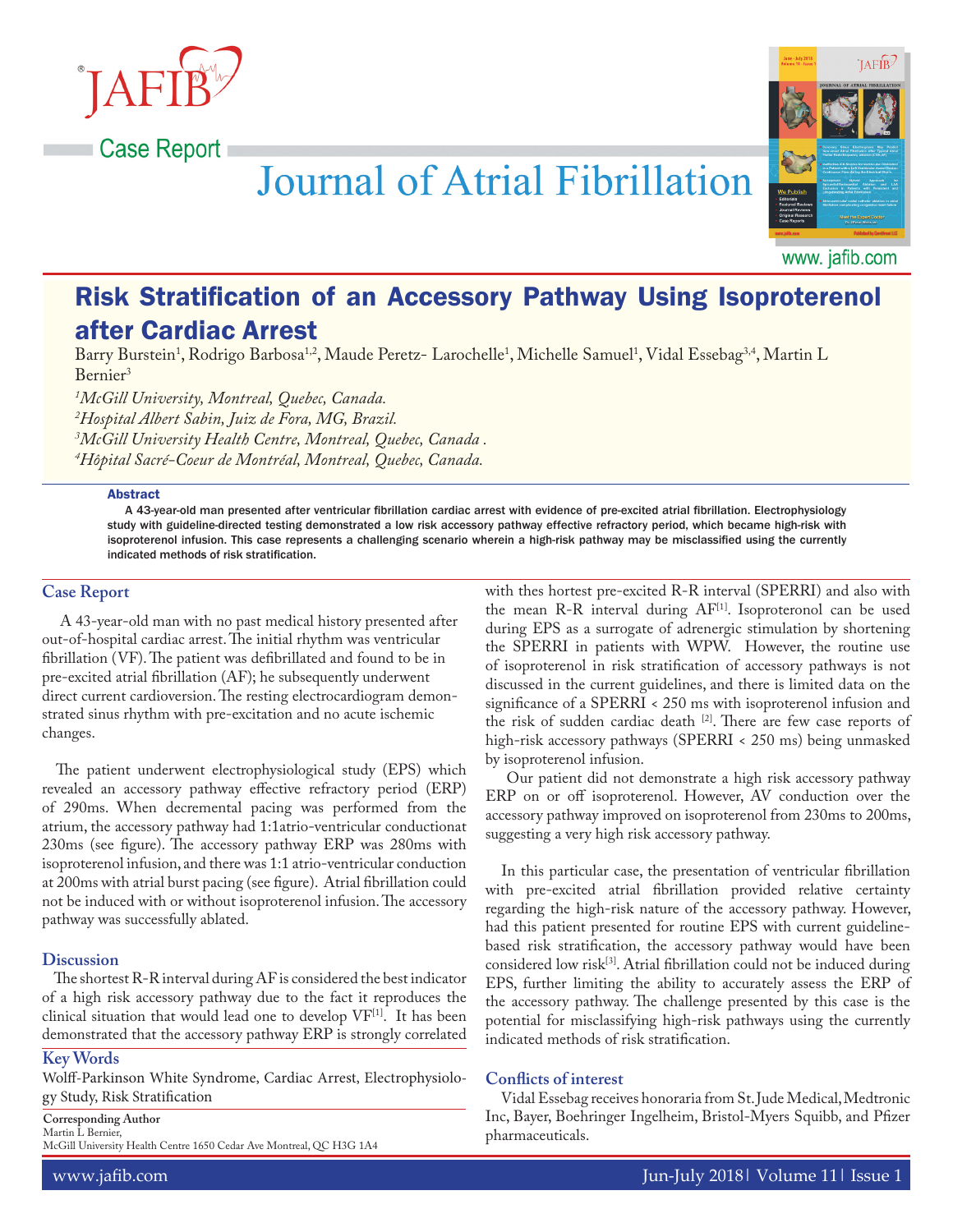# Risk Stratification of an Accessory Pathway Using Isoproterenol after Cardiac Arrest

Barry Burstein[1], Rodrigo Barbosa[1,2], Maude Peretz- Larochelle[1], Michelle Samuel[1], Vidal Essebag[3,4], Martin L Bernier[3]

*[1]McGill University, Montreal, Quebec, Canada.*
*[2]Hospital Albert Sabin, Juiz de Fora, MG, Brazil.*
*[3]McGill University Health Centre, Montreal, Quebec, Canada .*
*[4]Hôpital Sacré-Coeur de Montréal, Montreal, Quebec, Canada.*

### Abstract

A 43-year-old man presented after ventricular fibrillation cardiac arrest with evidence of pre-excited atrial fibrillation. Electrophysiology study with guideline-directed testing demonstrated a low risk accessory pathway effective refractory period, which became high-risk with isoproterenol infusion. This case represents a challenging scenario wherein a high-risk pathway may be misclassified using the currently indicated methods of risk stratification.

## Case Report

A 43-year-old man with no past medical history presented after out-of-hospital cardiac arrest. The initial rhythm was ventricular fibrillation (VF). The patient was defibrillated and found to be in pre-excited atrial fibrillation (AF); he subsequently underwent direct current cardioversion. The resting electrocardiogram demonstrated sinus rhythm with pre-excitation and no acute ischemic changes.

The patient underwent electrophysiological study (EPS) which revealed an accessory pathway effective refractory period (ERP) of 290ms. When decremental pacing was performed from the atrium, the accessory pathway had 1:1atrio-ventricular conductionat 230ms (see figure). The accessory pathway ERP was 280ms with isoproterenol infusion, and there was 1:1 atrio-ventricular conduction at 200ms with atrial burst pacing (see figure). Atrial fibrillation could not be induced with or without isoproterenol infusion. The accessory pathway was successfully ablated.

## Discussion

The shortest R-R interval during AF is considered the best indicator of a high risk accessory pathway due to the fact it reproduces the clinical situation that would lead one to develop VF[1]. It has been demonstrated that the accessory pathway ERP is strongly correlated with thes hortest pre-excited R-R interval (SPERRI) and also with the mean R-R interval during AF[1]. Isoproteronol can be used during EPS as a surrogate of adrenergic stimulation by shortening the SPERRI in patients with WPW. However, the routine use of isoproterenol in risk stratification of accessory pathways is not discussed in the current guidelines, and there is limited data on the significance of a SPERRI < 250 ms with isoproterenol infusion and the risk of sudden cardiac death [2]. There are few case reports of high-risk accessory pathways (SPERRI < 250 ms) being unmasked by isoproterenol infusion.

Our patient did not demonstrate a high risk accessory pathway ERP on or off isoproterenol. However, AV conduction over the accessory pathway improved on isoproterenol from 230ms to 200ms, suggesting a very high risk accessory pathway.

In this particular case, the presentation of ventricular fibrillation with pre-excited atrial fibrillation provided relative certainty regarding the high-risk nature of the accessory pathway. However, had this patient presented for routine EPS with current guideline-based risk stratification, the accessory pathway would have been considered low risk[3]. Atrial fibrillation could not be induced during EPS, further limiting the ability to accurately assess the ERP of the accessory pathway. The challenge presented by this case is the potential for misclassifying high-risk pathways using the currently indicated methods of risk stratification.

## Key Words

Wolff-Parkinson White Syndrome, Cardiac Arrest, Electrophysiology Study, Risk Stratification

**Corresponding Author**
Martin L Bernier,
McGill University Health Centre 1650 Cedar Ave Montreal, QC H3G 1A4

## Conflicts of interest

Vidal Essebag receives honoraria from St. Jude Medical, Medtronic Inc, Bayer, Boehringer Ingelheim, Bristol-Myers Squibb, and Pfizer pharmaceuticals.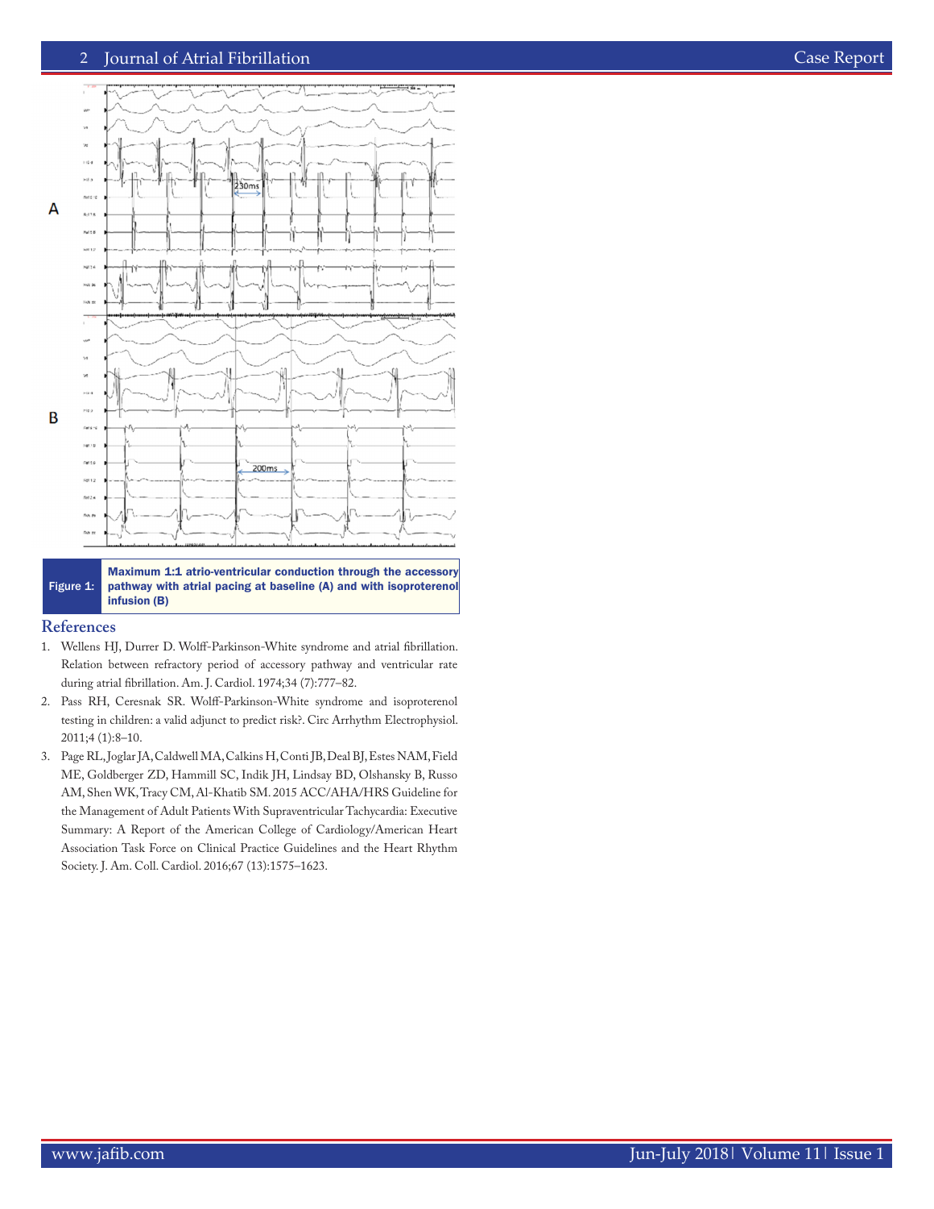A

230ms

B

200ms

Figure 1: Maximum 1:1 atrio-ventricular conduction through the accessory pathway with atrial pacing at baseline (A) and with isoproterenol infusion (B)

## References

1. Wellens HJ, Durrer D. Wolff-Parkinson-White syndrome and atrial fibrillation. Relation between refractory period of accessory pathway and ventricular rate during atrial fibrillation. Am. J. Cardiol. 1974;34 (7):777–82.
2. Pass RH, Ceresnak SR. Wolff-Parkinson-White syndrome and isoproterenol testing in children: a valid adjunct to predict risk?. Circ Arrhythm Electrophysiol. 2011;4 (1):8–10.
3. Page RL, Joglar JA, Caldwell MA, Calkins H, Conti JB, Deal BJ, Estes NAM, Field ME, Goldberger ZD, Hammill SC, Indik JH, Lindsay BD, Olshansky B, Russo AM, Shen WK, Tracy CM, Al-Khatib SM. 2015 ACC/AHA/HRS Guideline for the Management of Adult Patients With Supraventricular Tachycardia: Executive Summary: A Report of the American College of Cardiology/American Heart Association Task Force on Clinical Practice Guidelines and the Heart Rhythm Society. J. Am. Coll. Cardiol. 2016;67 (13):1575–1623.